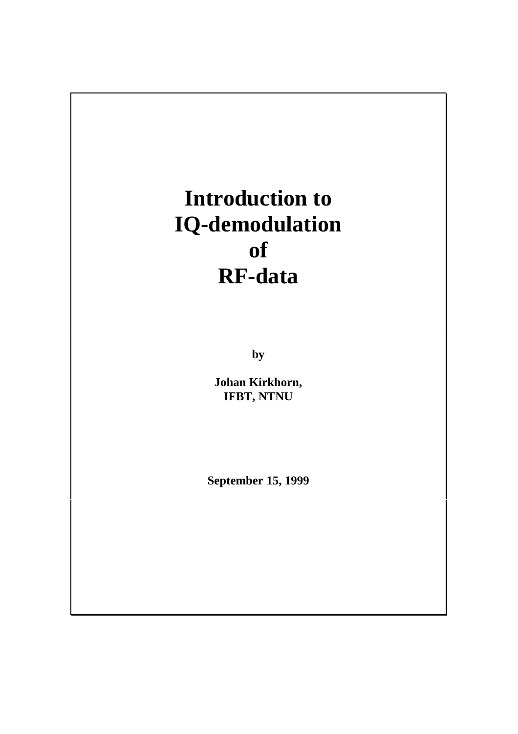# Introduction to IQ-demodulation of RF-data

**by**

**Johan Kirkhorn,**
**IFBT, NTNU**

**September 15, 1999**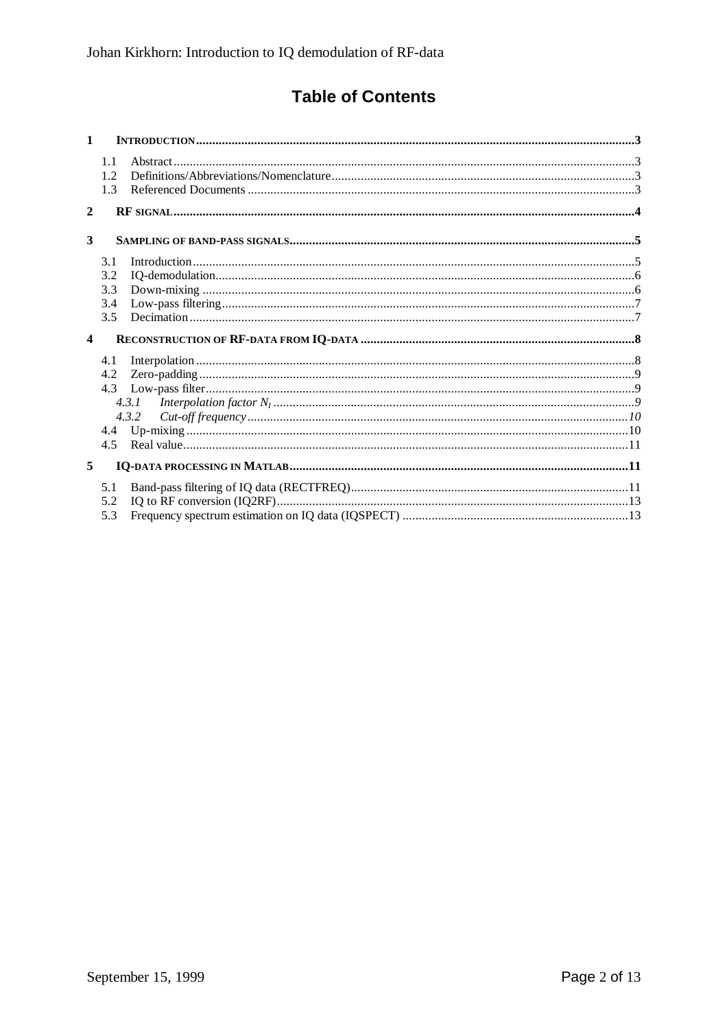# Table of Contents

1 INTRODUCTION ..... 3
- 1.1 Abstract ..... 3
- 1.2 Definitions/Abbreviations/Nomenclature ..... 3
- 1.3 Referenced Documents ..... 3

2 RF SIGNAL ..... 4

3 SAMPLING OF BAND-PASS SIGNALS ..... 5
- 3.1 Introduction ..... 5
- 3.2 IQ-demodulation ..... 6
- 3.3 Down-mixing ..... 6
- 3.4 Low-pass filtering ..... 7
- 3.5 Decimation ..... 7

4 RECONSTRUCTION OF RF-DATA FROM IQ-DATA ..... 8
- 4.1 Interpolation ..... 8
- 4.2 Zero-padding ..... 9
- 4.3 Low-pass filter ..... 9
  - *4.3.1 Interpolation factor $N_I$* ..... *9*
  - *4.3.2 Cut-off frequency* ..... *10*
- 4.4 Up-mixing ..... 10
- 4.5 Real value ..... 11

5 IQ-DATA PROCESSING IN MATLAB ..... 11
- 5.1 Band-pass filtering of IQ data (RECTFREQ) ..... 11
- 5.2 IQ to RF conversion (IQ2RF) ..... 13
- 5.3 Frequency spectrum estimation on IQ data (IQSPECT) ..... 13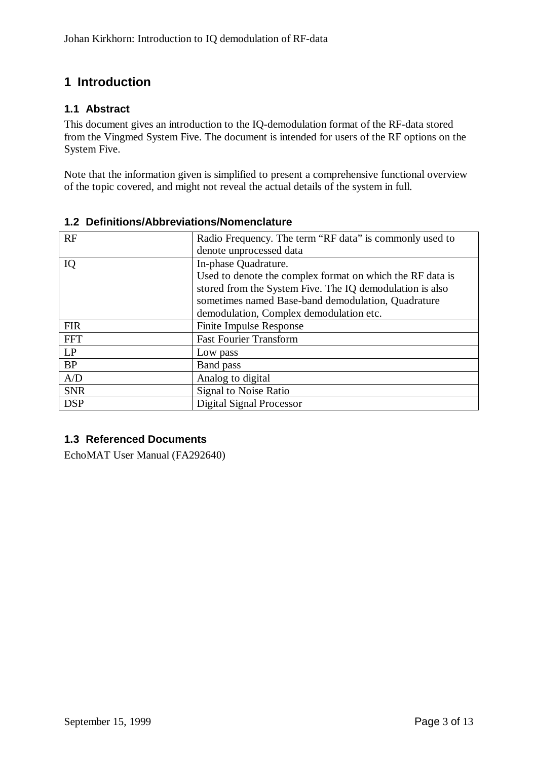# 1 Introduction

## 1.1 Abstract

This document gives an introduction to the IQ-demodulation format of the RF-data stored from the Vingmed System Five. The document is intended for users of the RF options on the System Five.

Note that the information given is simplified to present a comprehensive functional overview of the topic covered, and might not reveal the actual details of the system in full.

## 1.2 Definitions/Abbreviations/Nomenclature

| RF | Radio Frequency. The term "RF data" is commonly used to denote unprocessed data |
|---|---|
| IQ | In-phase Quadrature. Used to denote the complex format on which the RF data is stored from the System Five. The IQ demodulation is also sometimes named Base-band demodulation, Quadrature demodulation, Complex demodulation etc. |
| FIR | Finite Impulse Response |
| FFT | Fast Fourier Transform |
| LP | Low pass |
| BP | Band pass |
| A/D | Analog to digital |
| SNR | Signal to Noise Ratio |
| DSP | Digital Signal Processor |

## 1.3 Referenced Documents

EchoMAT User Manual (FA292640)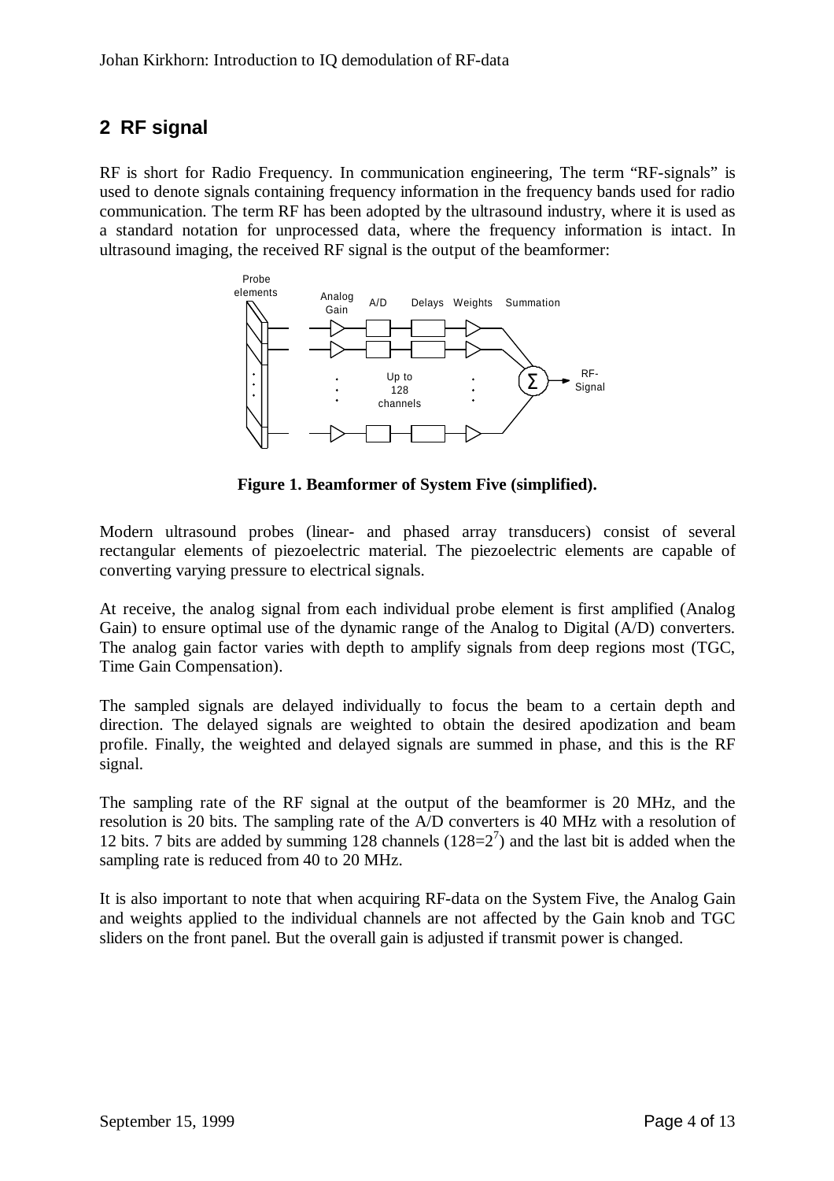## 2 RF signal

RF is short for Radio Frequency. In communication engineering, The term "RF-signals" is used to denote signals containing frequency information in the frequency bands used for radio communication. The term RF has been adopted by the ultrasound industry, where it is used as a standard notation for unprocessed data, where the frequency information is intact. In ultrasound imaging, the received RF signal is the output of the beamformer:

**Figure 1. Beamformer of System Five (simplified).**

Modern ultrasound probes (linear- and phased array transducers) consist of several rectangular elements of piezoelectric material. The piezoelectric elements are capable of converting varying pressure to electrical signals.

At receive, the analog signal from each individual probe element is first amplified (Analog Gain) to ensure optimal use of the dynamic range of the Analog to Digital (A/D) converters. The analog gain factor varies with depth to amplify signals from deep regions most (TGC, Time Gain Compensation).

The sampled signals are delayed individually to focus the beam to a certain depth and direction. The delayed signals are weighted to obtain the desired apodization and beam profile. Finally, the weighted and delayed signals are summed in phase, and this is the RF signal.

The sampling rate of the RF signal at the output of the beamformer is 20 MHz, and the resolution is 20 bits. The sampling rate of the A/D converters is 40 MHz with a resolution of 12 bits. 7 bits are added by summing 128 channels ($128=2^7$) and the last bit is added when the sampling rate is reduced from 40 to 20 MHz.

It is also important to note that when acquiring RF-data on the System Five, the Analog Gain and weights applied to the individual channels are not affected by the Gain knob and TGC sliders on the front panel. But the overall gain is adjusted if transmit power is changed.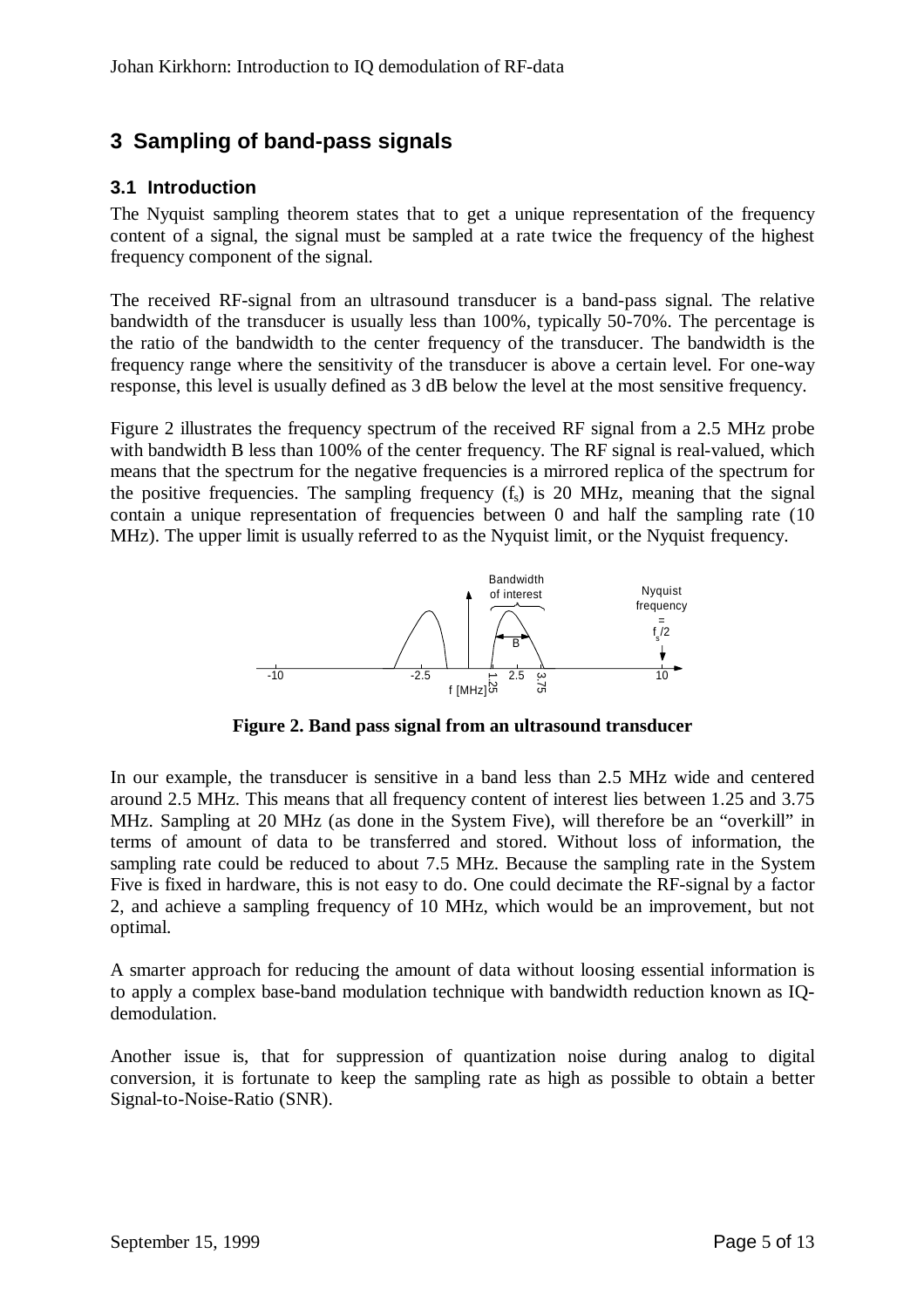## 3 Sampling of band-pass signals

### 3.1 Introduction

The Nyquist sampling theorem states that to get a unique representation of the frequency content of a signal, the signal must be sampled at a rate twice the frequency of the highest frequency component of the signal.

The received RF-signal from an ultrasound transducer is a band-pass signal. The relative bandwidth of the transducer is usually less than 100%, typically 50-70%. The percentage is the ratio of the bandwidth to the center frequency of the transducer. The bandwidth is the frequency range where the sensitivity of the transducer is above a certain level. For one-way response, this level is usually defined as 3 dB below the level at the most sensitive frequency.

Figure 2 illustrates the frequency spectrum of the received RF signal from a 2.5 MHz probe with bandwidth B less than 100% of the center frequency. The RF signal is real-valued, which means that the spectrum for the negative frequencies is a mirrored replica of the spectrum for the positive frequencies. The sampling frequency ($f_s$) is 20 MHz, meaning that the signal contain a unique representation of frequencies between 0 and half the sampling rate (10 MHz). The upper limit is usually referred to as the Nyquist limit, or the Nyquist frequency.

**Figure 2. Band pass signal from an ultrasound transducer**

In our example, the transducer is sensitive in a band less than 2.5 MHz wide and centered around 2.5 MHz. This means that all frequency content of interest lies between 1.25 and 3.75 MHz. Sampling at 20 MHz (as done in the System Five), will therefore be an “overkill” in terms of amount of data to be transferred and stored. Without loss of information, the sampling rate could be reduced to about 7.5 MHz. Because the sampling rate in the System Five is fixed in hardware, this is not easy to do. One could decimate the RF-signal by a factor 2, and achieve a sampling frequency of 10 MHz, which would be an improvement, but not optimal.

A smarter approach for reducing the amount of data without loosing essential information is to apply a complex base-band modulation technique with bandwidth reduction known as IQ-demodulation.

Another issue is, that for suppression of quantization noise during analog to digital conversion, it is fortunate to keep the sampling rate as high as possible to obtain a better Signal-to-Noise-Ratio (SNR).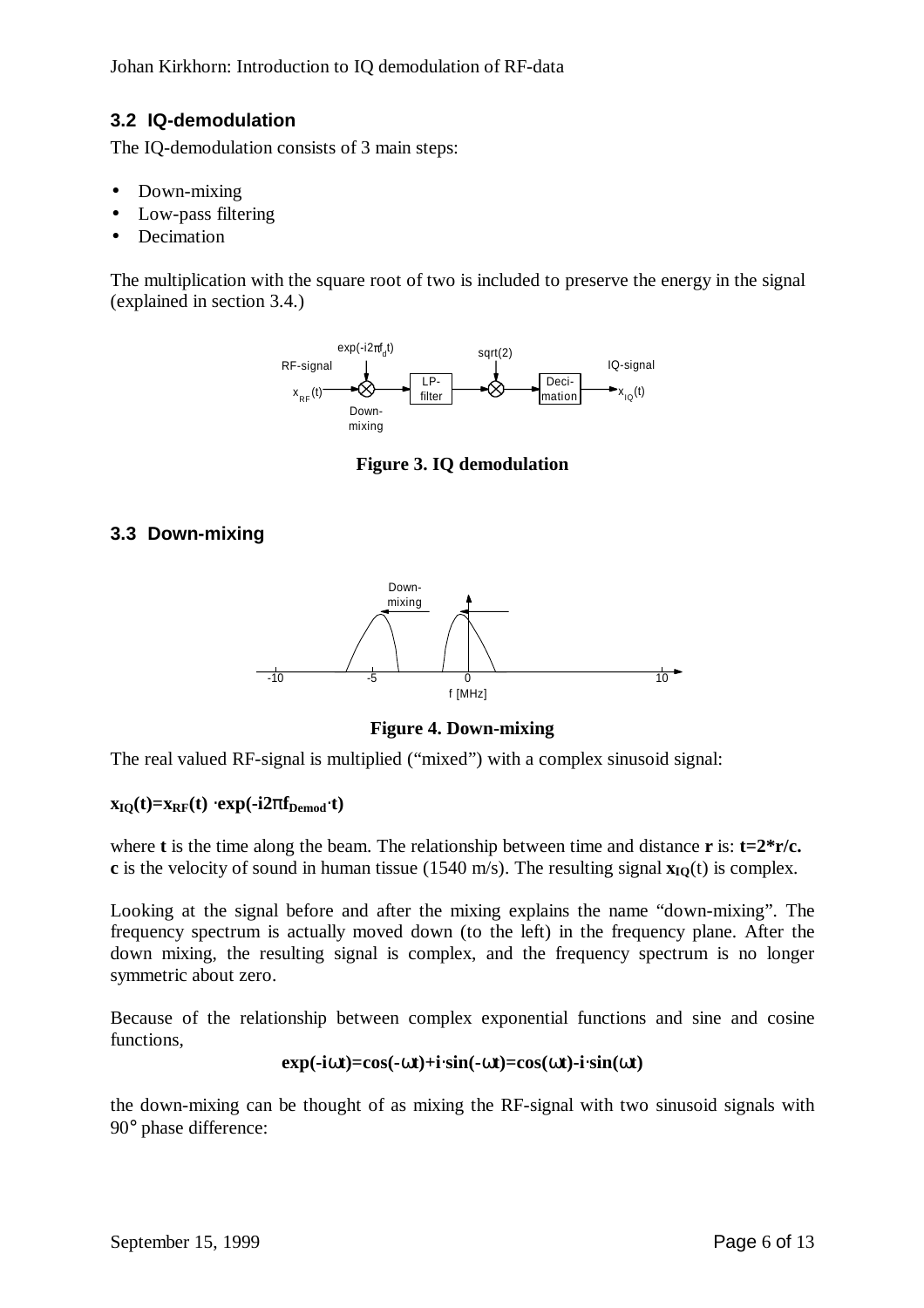### 3.2 IQ-demodulation

The IQ-demodulation consists of 3 main steps:

- Down-mixing
- Low-pass filtering
- Decimation

The multiplication with the square root of two is included to preserve the energy in the signal (explained in section 3.4.)

**Figure 3. IQ demodulation**

### 3.3 Down-mixing

**Figure 4. Down-mixing**

The real valued RF-signal is multiplied ("mixed") with a complex sinusoid signal:

$$\mathbf{x_{IQ}(t)=x_{RF}(t) \cdot \exp(-i2\pi f_{Demod} \cdot t)}$$

where **t** is the time along the beam. The relationship between time and distance **r** is: **t=2*r/c. c** is the velocity of sound in human tissue (1540 m/s). The resulting signal $\mathbf{x_{IQ}}(t)$ is complex.

Looking at the signal before and after the mixing explains the name "down-mixing". The frequency spectrum is actually moved down (to the left) in the frequency plane. After the down mixing, the resulting signal is complex, and the frequency spectrum is no longer symmetric about zero.

Because of the relationship between complex exponential functions and sine and cosine functions,

$$\mathbf{\exp(-i\omega t)=\cos(-\omega t)+i \cdot \sin(-\omega t)=\cos(\omega t)-i \cdot \sin(\omega t)}$$

the down-mixing can be thought of as mixing the RF-signal with two sinusoid signals with 90° phase difference: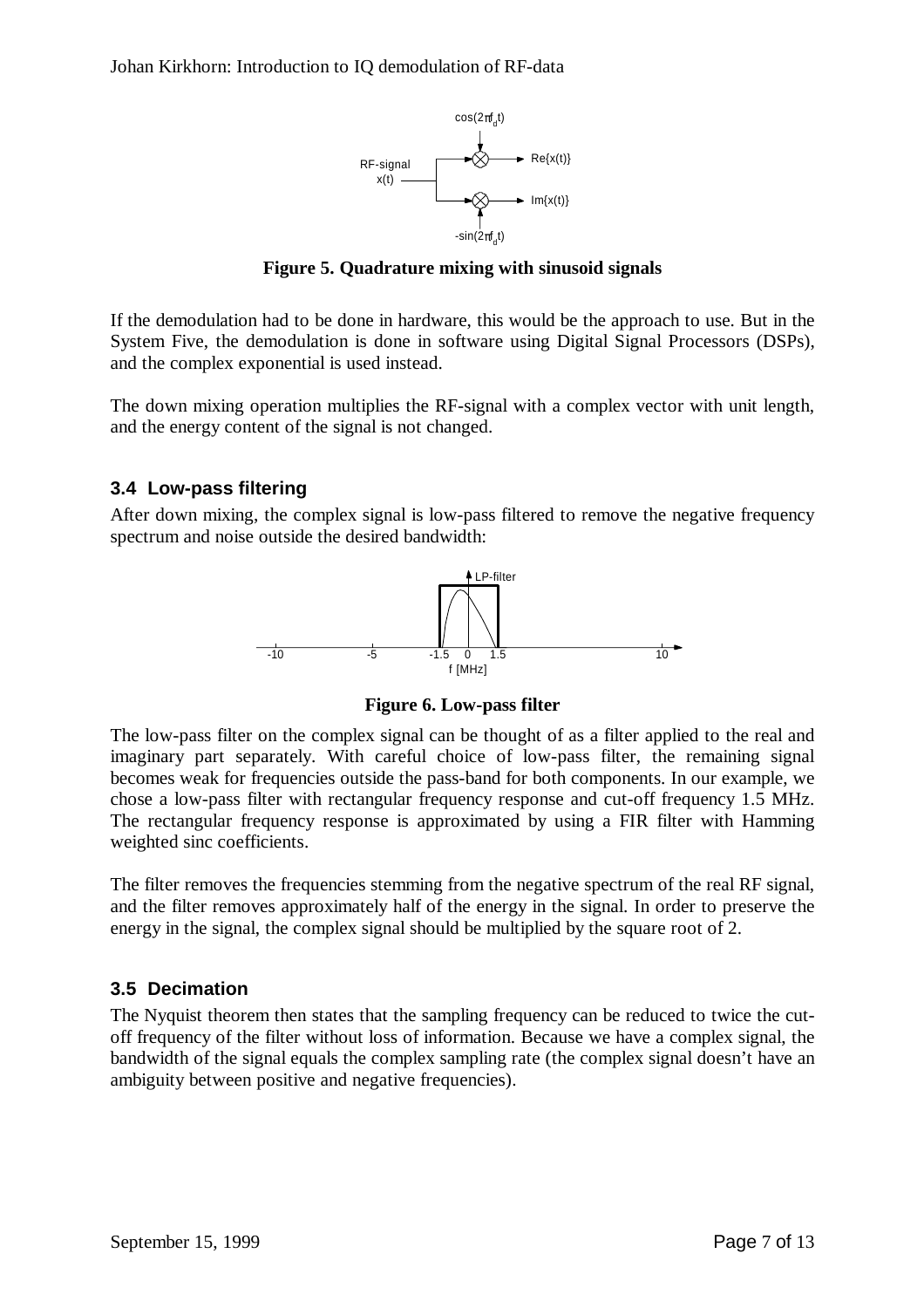**Figure 5. Quadrature mixing with sinusoid signals**

If the demodulation had to be done in hardware, this would be the approach to use. But in the System Five, the demodulation is done in software using Digital Signal Processors (DSPs), and the complex exponential is used instead.

The down mixing operation multiplies the RF-signal with a complex vector with unit length, and the energy content of the signal is not changed.

### 3.4 Low-pass filtering

After down mixing, the complex signal is low-pass filtered to remove the negative frequency spectrum and noise outside the desired bandwidth:

**Figure 6. Low-pass filter**

The low-pass filter on the complex signal can be thought of as a filter applied to the real and imaginary part separately. With careful choice of low-pass filter, the remaining signal becomes weak for frequencies outside the pass-band for both components. In our example, we chose a low-pass filter with rectangular frequency response and cut-off frequency 1.5 MHz. The rectangular frequency response is approximated by using a FIR filter with Hamming weighted sinc coefficients.

The filter removes the frequencies stemming from the negative spectrum of the real RF signal, and the filter removes approximately half of the energy in the signal. In order to preserve the energy in the signal, the complex signal should be multiplied by the square root of 2.

### 3.5 Decimation

The Nyquist theorem then states that the sampling frequency can be reduced to twice the cut-off frequency of the filter without loss of information. Because we have a complex signal, the bandwidth of the signal equals the complex sampling rate (the complex signal doesn't have an ambiguity between positive and negative frequencies).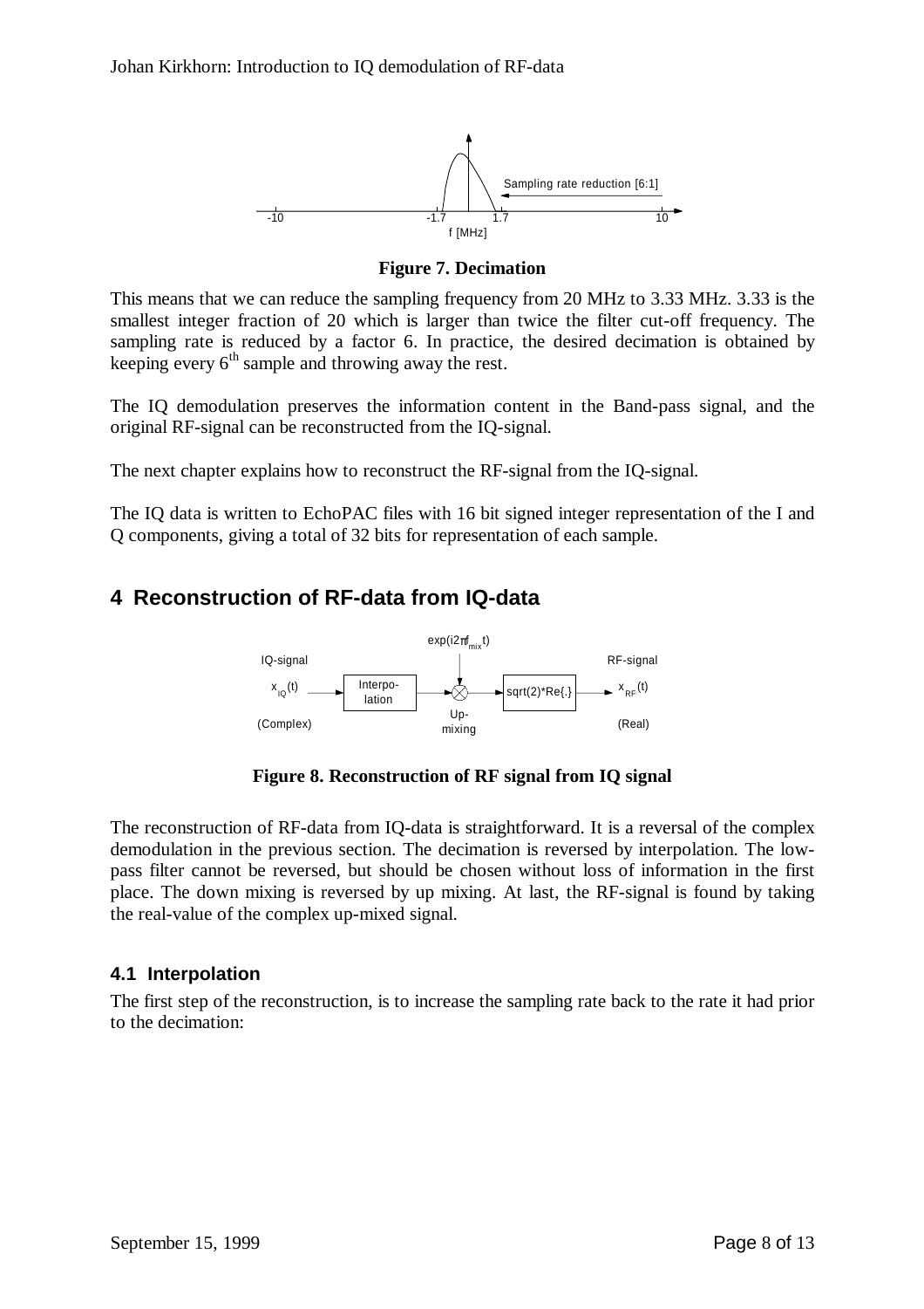**Figure 7. Decimation**

This means that we can reduce the sampling frequency from 20 MHz to 3.33 MHz. 3.33 is the smallest integer fraction of 20 which is larger than twice the filter cut-off frequency. The sampling rate is reduced by a factor 6. In practice, the desired decimation is obtained by keeping every 6th sample and throwing away the rest.

The IQ demodulation preserves the information content in the Band-pass signal, and the original RF-signal can be reconstructed from the IQ-signal.

The next chapter explains how to reconstruct the RF-signal from the IQ-signal.

The IQ data is written to EchoPAC files with 16 bit signed integer representation of the I and Q components, giving a total of 32 bits for representation of each sample.

# 4 Reconstruction of RF-data from IQ-data

**Figure 8. Reconstruction of RF signal from IQ signal**

The reconstruction of RF-data from IQ-data is straightforward. It is a reversal of the complex demodulation in the previous section. The decimation is reversed by interpolation. The low-pass filter cannot be reversed, but should be chosen without loss of information in the first place. The down mixing is reversed by up mixing. At last, the RF-signal is found by taking the real-value of the complex up-mixed signal.

## 4.1 Interpolation

The first step of the reconstruction, is to increase the sampling rate back to the rate it had prior to the decimation: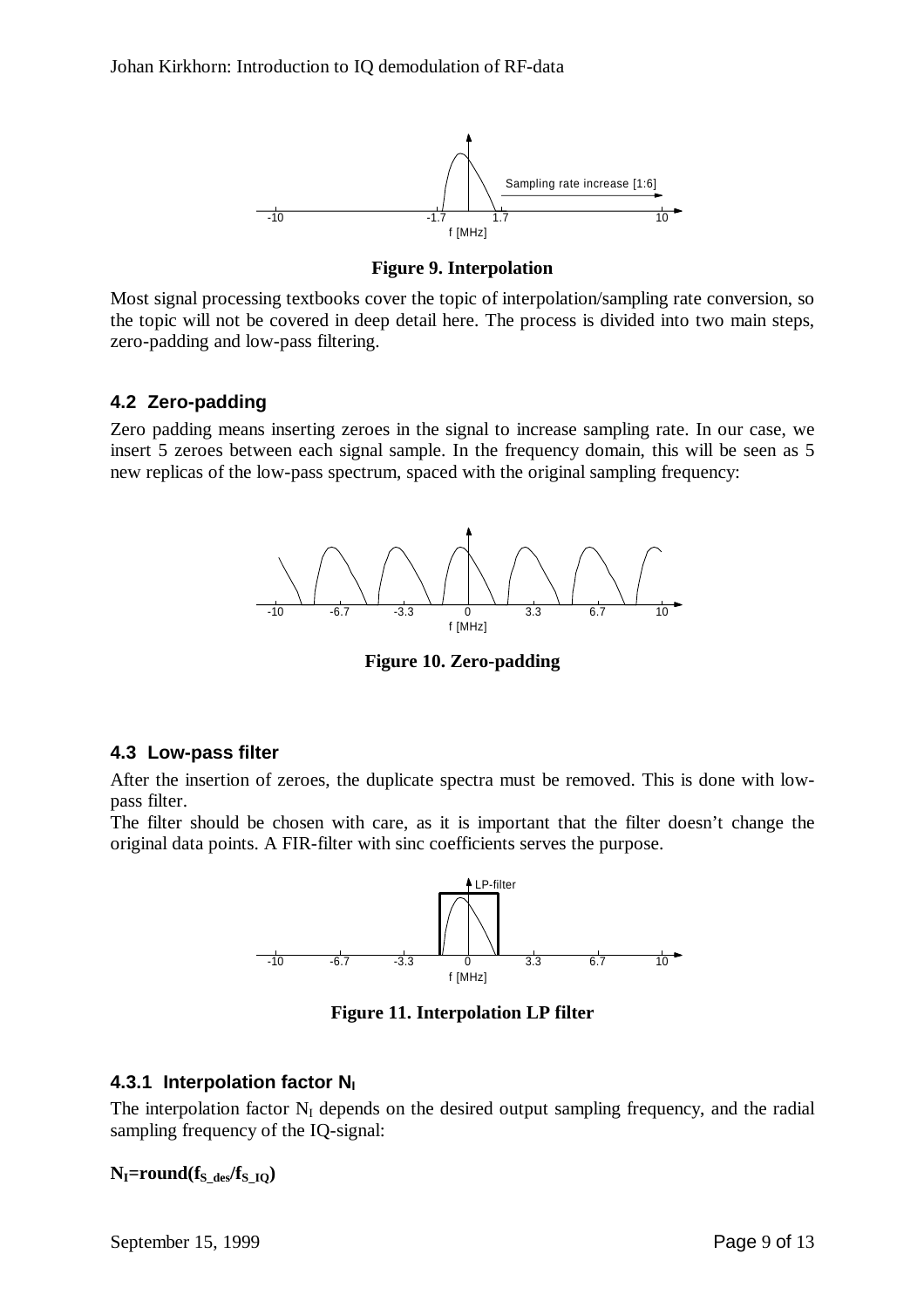Figure 9. Interpolation

Most signal processing textbooks cover the topic of interpolation/sampling rate conversion, so the topic will not be covered in deep detail here. The process is divided into two main steps, zero-padding and low-pass filtering.

### 4.2 Zero-padding

Zero padding means inserting zeroes in the signal to increase sampling rate. In our case, we insert 5 zeroes between each signal sample. In the frequency domain, this will be seen as 5 new replicas of the low-pass spectrum, spaced with the original sampling frequency:

Figure 10. Zero-padding

### 4.3 Low-pass filter

After the insertion of zeroes, the duplicate spectra must be removed. This is done with low-pass filter.

The filter should be chosen with care, as it is important that the filter doesn't change the original data points. A FIR-filter with sinc coefficients serves the purpose.

Figure 11. Interpolation LP filter

#### 4.3.1 Interpolation factor $N_I$

The interpolation factor $N_I$ depends on the desired output sampling frequency, and the radial sampling frequency of the IQ-signal:

$$N_I = \text{round}(f_{S\_des}/f_{S\_IQ})$$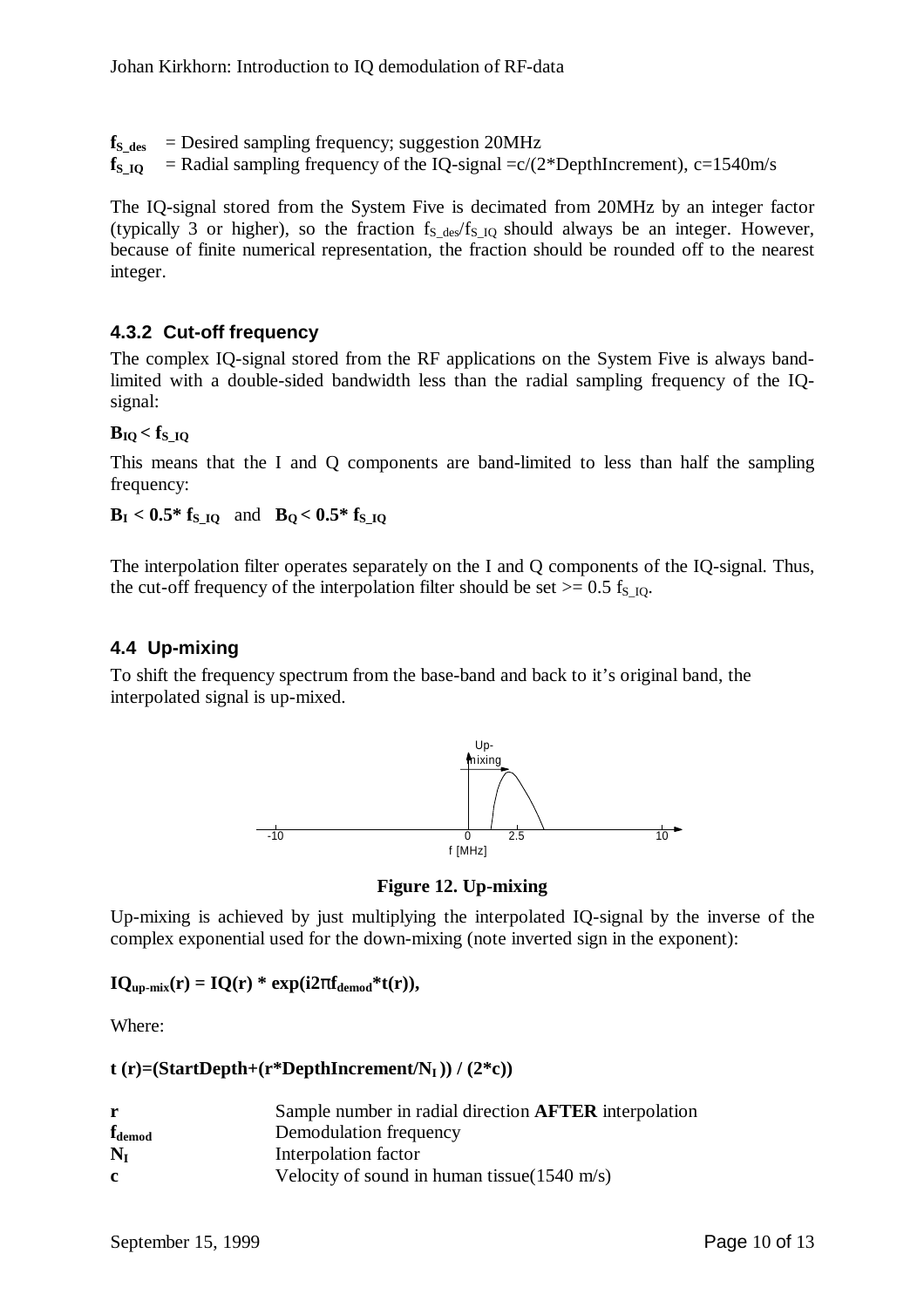$f_{S\_des}$ = Desired sampling frequency; suggestion 20MHz
$f_{S\_IQ}$ = Radial sampling frequency of the IQ-signal =c/(2*DepthIncrement), c=1540m/s

The IQ-signal stored from the System Five is decimated from 20MHz by an integer factor (typically 3 or higher), so the fraction $f_{S\_des}/f_{S\_IQ}$ should always be an integer. However, because of finite numerical representation, the fraction should be rounded off to the nearest integer.

### 4.3.2 Cut-off frequency

The complex IQ-signal stored from the RF applications on the System Five is always band-limited with a double-sided bandwidth less than the radial sampling frequency of the IQ-signal:

$$B_{IQ} < f_{S\_IQ}$$

This means that the I and Q components are band-limited to less than half the sampling frequency:

$B_I < 0.5 * f_{S\_IQ}$ and $B_Q < 0.5 * f_{S\_IQ}$

The interpolation filter operates separately on the I and Q components of the IQ-signal. Thus, the cut-off frequency of the interpolation filter should be set >= 0.5 $f_{S\_IQ}$.

## 4.4 Up-mixing

To shift the frequency spectrum from the base-band and back to it's original band, the interpolated signal is up-mixed.

**Figure 12. Up-mixing**

Up-mixing is achieved by just multiplying the interpolated IQ-signal by the inverse of the complex exponential used for the down-mixing (note inverted sign in the exponent):

$$IQ_{up\text{-}mix}(r) = IQ(r) * \exp(i2\pi f_{demod} * t(r)),$$

Where:

$$t(r) = (StartDepth + (r * DepthIncrement / N_I)) / (2 * c))$$

| | |
|---|---|
| **r** | Sample number in radial direction **AFTER** interpolation |
| $f_{demod}$ | Demodulation frequency |
| $N_I$ | Interpolation factor |
| **c** | Velocity of sound in human tissue(1540 m/s) |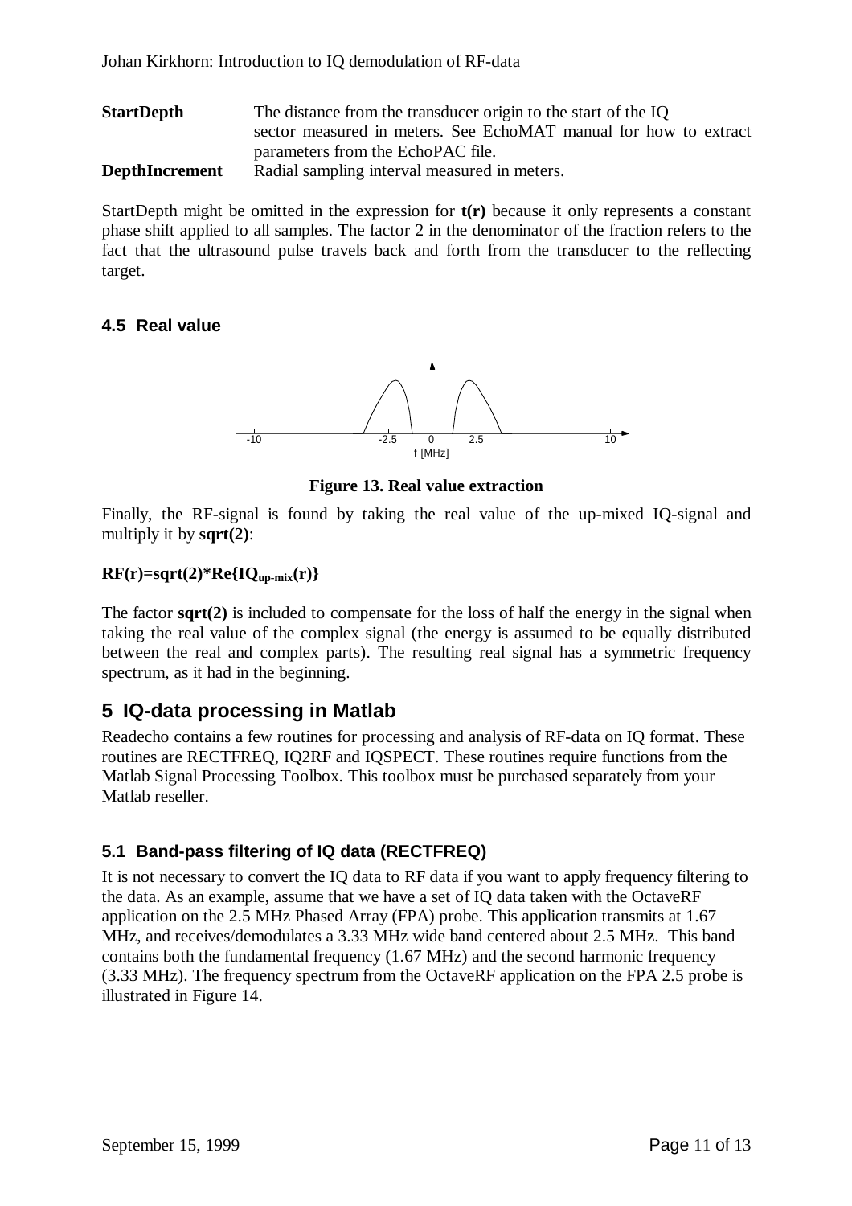| | |
|---|---|
| **StartDepth** | The distance from the transducer origin to the start of the IQ sector measured in meters. See EchoMAT manual for how to extract parameters from the EchoPAC file. |
| **DepthIncrement** | Radial sampling interval measured in meters. |

StartDepth might be omitted in the expression for **t(r)** because it only represents a constant phase shift applied to all samples. The factor 2 in the denominator of the fraction refers to the fact that the ultrasound pulse travels back and forth from the transducer to the reflecting target.

### 4.5 Real value

**Figure 13. Real value extraction**

Finally, the RF-signal is found by taking the real value of the up-mixed IQ-signal and multiply it by **sqrt(2)**:

$$RF(r)=\mathrm{sqrt}(2)*\mathrm{Re}\{IQ_{up\text{-}mix}(r)\}$$

The factor **sqrt(2)** is included to compensate for the loss of half the energy in the signal when taking the real value of the complex signal (the energy is assumed to be equally distributed between the real and complex parts). The resulting real signal has a symmetric frequency spectrum, as it had in the beginning.

## 5 IQ-data processing in Matlab

Readecho contains a few routines for processing and analysis of RF-data on IQ format. These routines are RECTFREQ, IQ2RF and IQSPECT. These routines require functions from the Matlab Signal Processing Toolbox. This toolbox must be purchased separately from your Matlab reseller.

### 5.1 Band-pass filtering of IQ data (RECTFREQ)

It is not necessary to convert the IQ data to RF data if you want to apply frequency filtering to the data. As an example, assume that we have a set of IQ data taken with the OctaveRF application on the 2.5 MHz Phased Array (FPA) probe. This application transmits at 1.67 MHz, and receives/demodulates a 3.33 MHz wide band centered about 2.5 MHz. This band contains both the fundamental frequency (1.67 MHz) and the second harmonic frequency (3.33 MHz). The frequency spectrum from the OctaveRF application on the FPA 2.5 probe is illustrated in Figure 14.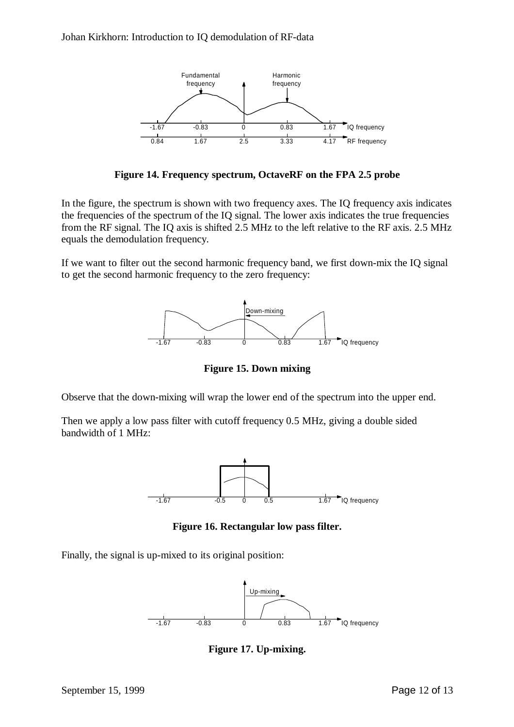**Figure 14. Frequency spectrum, OctaveRF on the FPA 2.5 probe**

In the figure, the spectrum is shown with two frequency axes. The IQ frequency axis indicates the frequencies of the spectrum of the IQ signal. The lower axis indicates the true frequencies from the RF signal. The IQ axis is shifted 2.5 MHz to the left relative to the RF axis. 2.5 MHz equals the demodulation frequency.

If we want to filter out the second harmonic frequency band, we first down-mix the IQ signal to get the second harmonic frequency to the zero frequency:

**Figure 15. Down mixing**

Observe that the down-mixing will wrap the lower end of the spectrum into the upper end.

Then we apply a low pass filter with cutoff frequency 0.5 MHz, giving a double sided bandwidth of 1 MHz:

**Figure 16. Rectangular low pass filter.**

Finally, the signal is up-mixed to its original position:

**Figure 17. Up-mixing.**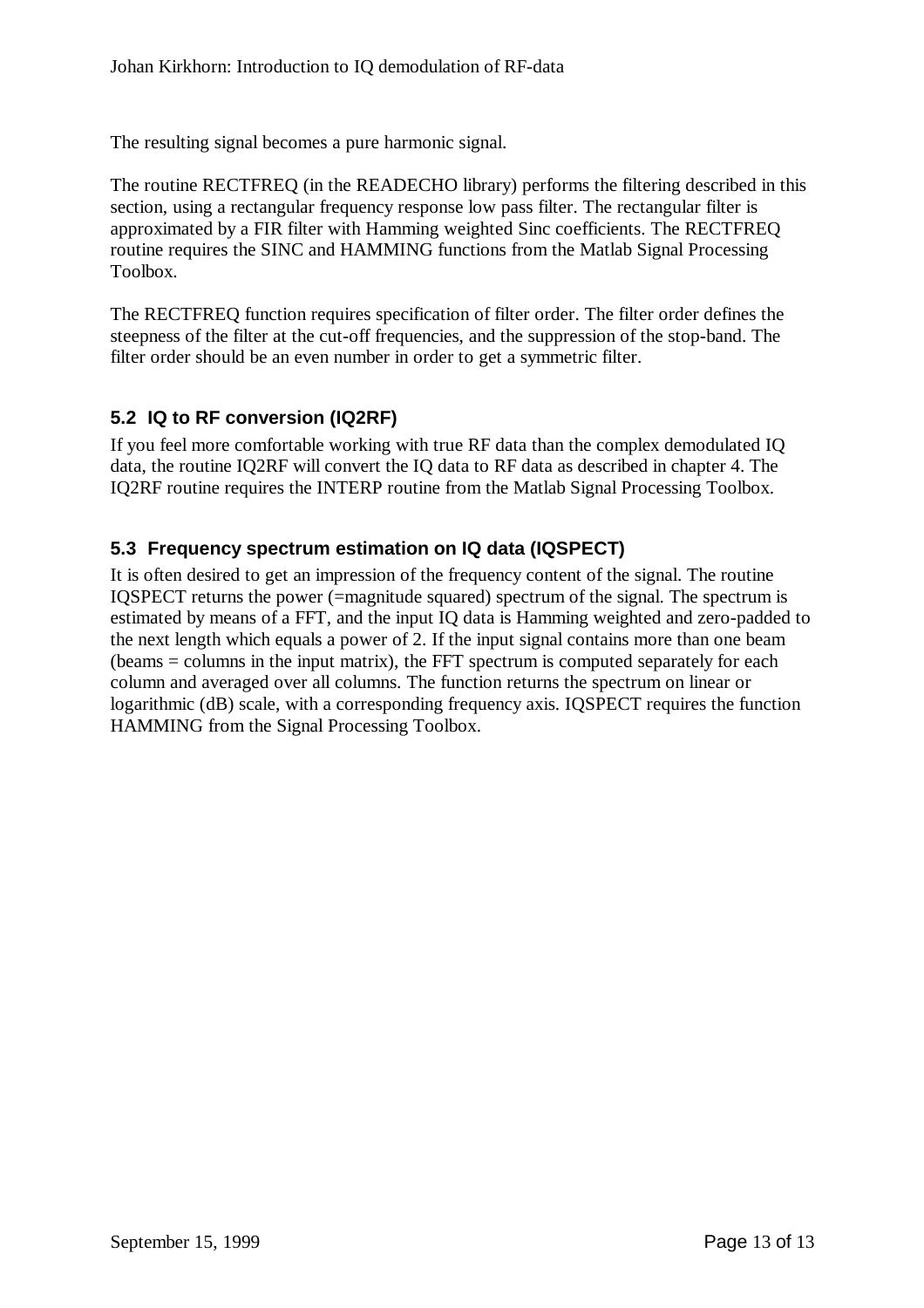The resulting signal becomes a pure harmonic signal.

The routine RECTFREQ (in the READECHO library) performs the filtering described in this section, using a rectangular frequency response low pass filter. The rectangular filter is approximated by a FIR filter with Hamming weighted Sinc coefficients. The RECTFREQ routine requires the SINC and HAMMING functions from the Matlab Signal Processing Toolbox.

The RECTFREQ function requires specification of filter order. The filter order defines the steepness of the filter at the cut-off frequencies, and the suppression of the stop-band. The filter order should be an even number in order to get a symmetric filter.

### 5.2 IQ to RF conversion (IQ2RF)

If you feel more comfortable working with true RF data than the complex demodulated IQ data, the routine IQ2RF will convert the IQ data to RF data as described in chapter 4. The IQ2RF routine requires the INTERP routine from the Matlab Signal Processing Toolbox.

### 5.3 Frequency spectrum estimation on IQ data (IQSPECT)

It is often desired to get an impression of the frequency content of the signal. The routine IQSPECT returns the power (=magnitude squared) spectrum of the signal. The spectrum is estimated by means of a FFT, and the input IQ data is Hamming weighted and zero-padded to the next length which equals a power of 2. If the input signal contains more than one beam (beams = columns in the input matrix), the FFT spectrum is computed separately for each column and averaged over all columns. The function returns the spectrum on linear or logarithmic (dB) scale, with a corresponding frequency axis. IQSPECT requires the function HAMMING from the Signal Processing Toolbox.